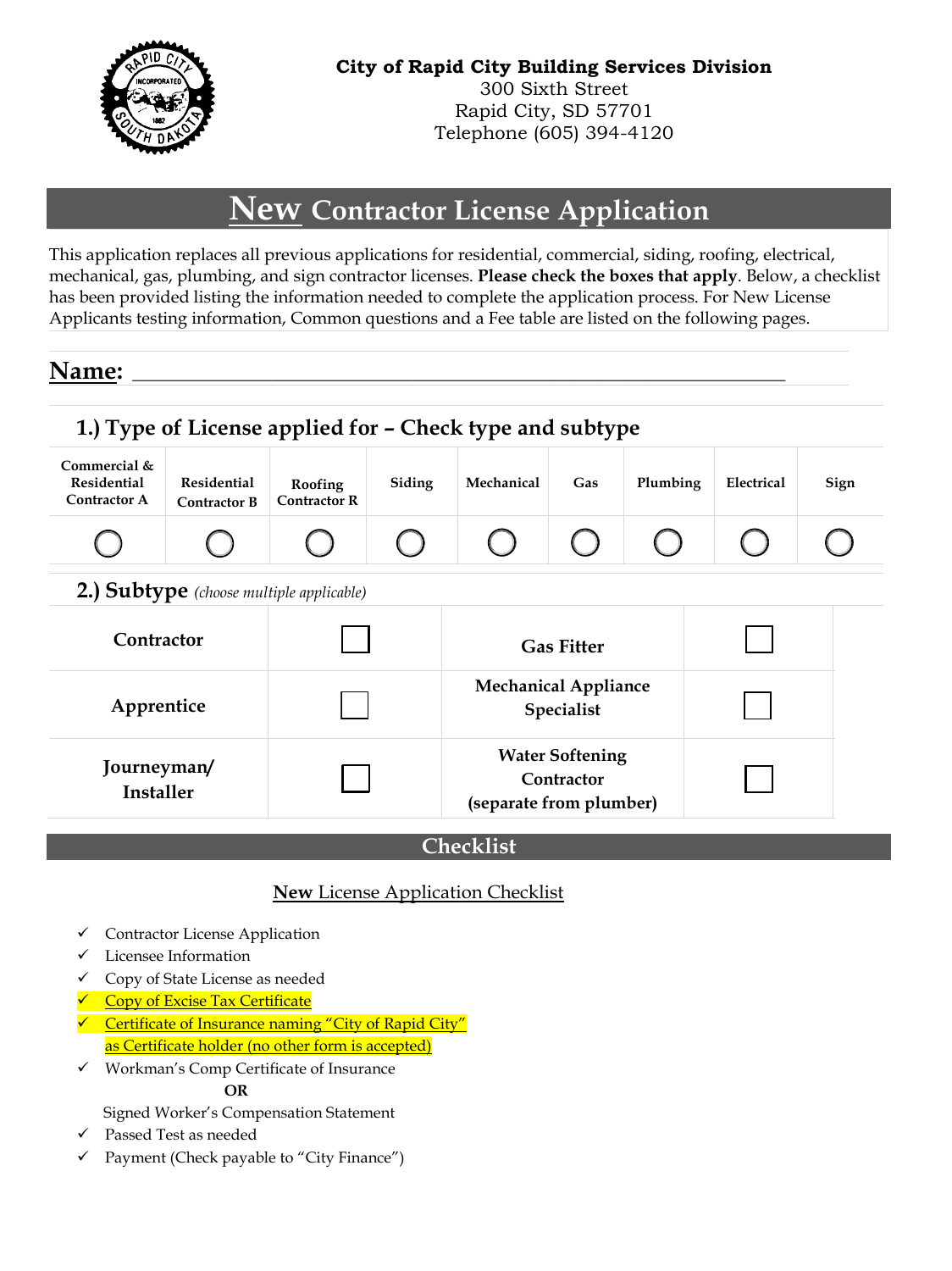**City of Rapid City Building Services Division**
300 Sixth Street
Rapid City, SD 57701
Telephone (605) 394-4120

# New Contractor License Application

This application replaces all previous applications for residential, commercial, siding, roofing, electrical, mechanical, gas, plumbing, and sign contractor licenses. **Please check the boxes that apply**. Below, a checklist has been provided listing the information needed to complete the application process. For New License Applicants testing information, Common questions and a Fee table are listed on the following pages.

## Name: ___________________________________________________

### 1.) Type of License applied for – Check type and subtype

| Commercial & Residential Contractor A | Residential Contractor B | Roofing Contractor R | Siding | Mechanical | Gas | Plumbing | Electrical | Sign |
|---|---|---|---|---|---|---|---|---|
| ◯ | ◯ | ◯ | ◯ | ◯ | ◯ | ◯ | ◯ | ◯ |

### 2.) Subtype *(choose multiple applicable)*

| | | | |
|---|---|---|---|
| **Contractor** | ☐ | **Gas Fitter** | ☐ |
| **Apprentice** | ☐ | **Mechanical Appliance Specialist** | ☐ |
| **Journeyman/ Installer** | ☐ | **Water Softening Contractor (separate from plumber)** | ☐ |

## Checklist

**New** License Application Checklist

- ✓ Contractor License Application
- ✓ Licensee Information
- ✓ Copy of State License as needed
- ✓ Copy of Excise Tax Certificate
- ✓ Certificate of Insurance naming "City of Rapid City" as Certificate holder (no other form is accepted)
- ✓ Workman's Comp Certificate of Insurance
  
  **OR**
  
  Signed Worker's Compensation Statement
- ✓ Passed Test as needed
- ✓ Payment (Check payable to "City Finance")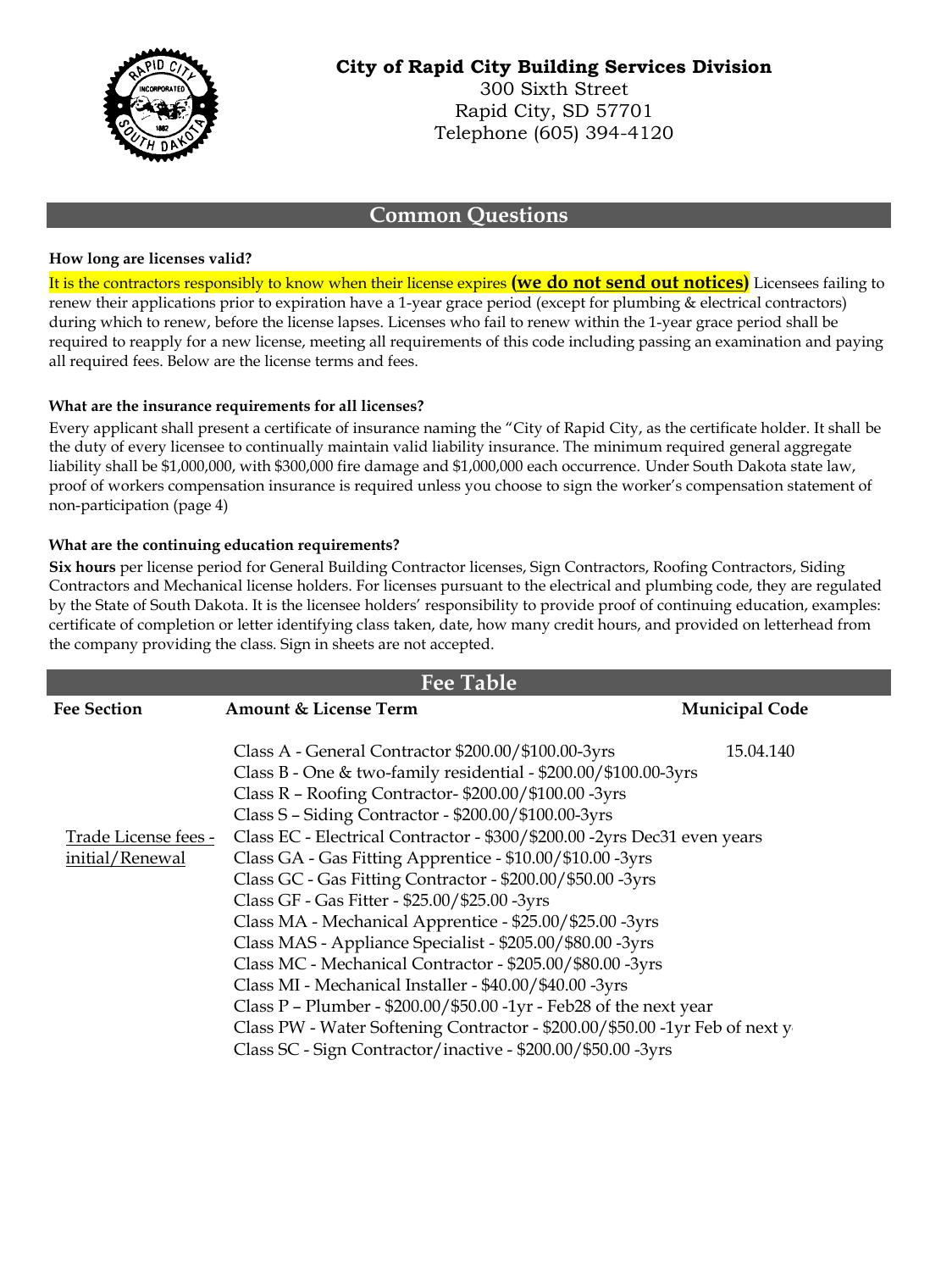**City of Rapid City Building Services Division**
300 Sixth Street
Rapid City, SD 57701
Telephone (605) 394-4120

## Common Questions

**How long are licenses valid?**

It is the contractors responsibly to know when their license expires **(we do not send out notices)** Licensees failing to renew their applications prior to expiration have a 1-year grace period (except for plumbing & electrical contractors) during which to renew, before the license lapses. Licenses who fail to renew within the 1-year grace period shall be required to reapply for a new license, meeting all requirements of this code including passing an examination and paying all required fees. Below are the license terms and fees.

**What are the insurance requirements for all licenses?**

Every applicant shall present a certificate of insurance naming the "City of Rapid City, as the certificate holder. It shall be the duty of every licensee to continually maintain valid liability insurance. The minimum required general aggregate liability shall be $1,000,000, with $300,000 fire damage and $1,000,000 each occurrence. Under South Dakota state law, proof of workers compensation insurance is required unless you choose to sign the worker's compensation statement of non-participation (page 4)

**What are the continuing education requirements?**

**Six hours** per license period for General Building Contractor licenses, Sign Contractors, Roofing Contractors, Siding Contractors and Mechanical license holders. For licenses pursuant to the electrical and plumbing code, they are regulated by the State of South Dakota. It is the licensee holders' responsibility to provide proof of continuing education, examples: certificate of completion or letter identifying class taken, date, how many credit hours, and provided on letterhead from the company providing the class. Sign in sheets are not accepted.

## Fee Table

| Fee Section | Amount & License Term | Municipal Code |
|---|---|---|
| Trade License fees - initial/Renewal | Class A - General Contractor $200.00/$100.00-3yrs | 15.04.140 |
| | Class B - One & two-family residential - $200.00/$100.00-3yrs | |
| | Class R – Roofing Contractor- $200.00/$100.00 -3yrs | |
| | Class S – Siding Contractor - $200.00/$100.00-3yrs | |
| | Class EC - Electrical Contractor - $300/$200.00 -2yrs Dec31 even years | |
| | Class GA - Gas Fitting Apprentice - $10.00/$10.00 -3yrs | |
| | Class GC - Gas Fitting Contractor - $200.00/$50.00 -3yrs | |
| | Class GF - Gas Fitter - $25.00/$25.00 -3yrs | |
| | Class MA - Mechanical Apprentice - $25.00/$25.00 -3yrs | |
| | Class MAS - Appliance Specialist - $205.00/$80.00 -3yrs | |
| | Class MC - Mechanical Contractor - $205.00/$80.00 -3yrs | |
| | Class MI - Mechanical Installer - $40.00/$40.00 -3yrs | |
| | Class P – Plumber - $200.00/$50.00 -1yr - Feb28 of the next year | |
| | Class PW - Water Softening Contractor - $200.00/$50.00 -1yr Feb of next y | |
| | Class SC - Sign Contractor/inactive - $200.00/$50.00 -3yrs | |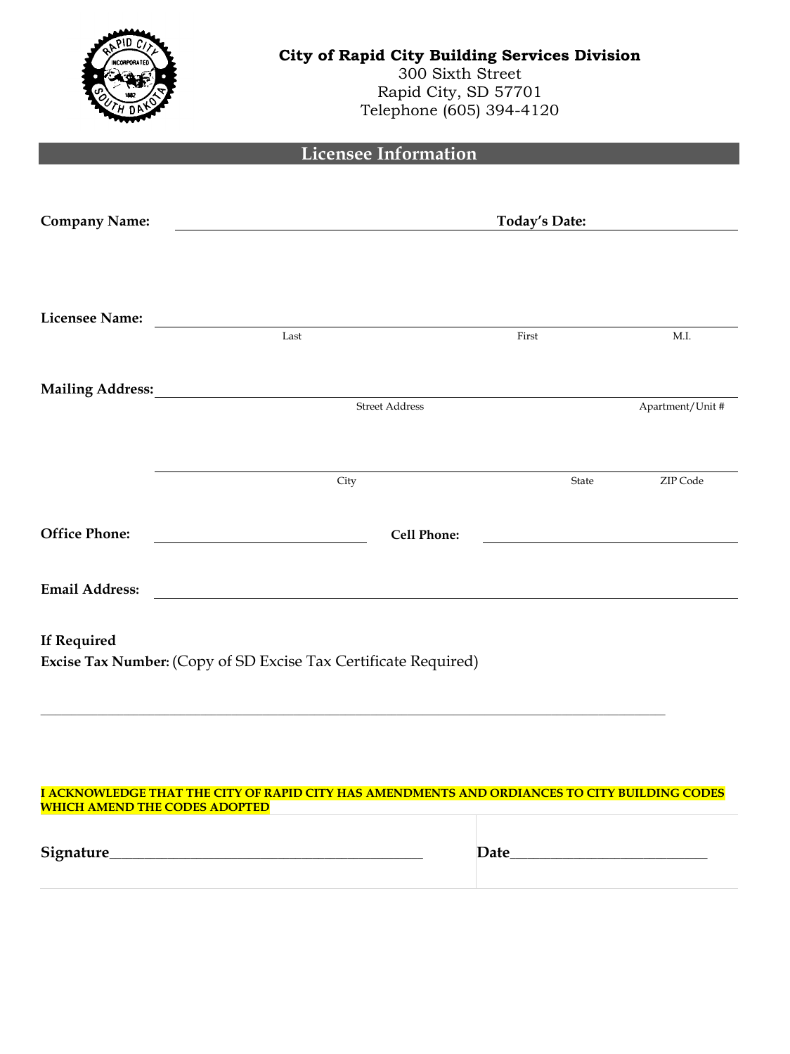**City of Rapid City Building Services Division**
300 Sixth Street
Rapid City, SD 57701
Telephone (605) 394-4120

## Licensee Information

**Company Name:** ______________________________ **Today's Date:** ____________________

**Licensee Name:** ____________________________________________________________
Last First M.I.

**Mailing Address:** ____________________________________________________________
Street Address Apartment/Unit #

____________________________________________________________
City State ZIP Code

**Office Phone:** ____________________ **Cell Phone:** ____________________

**Email Address:** ____________________________________________________________

**If Required**
**Excise Tax Number:** (Copy of SD Excise Tax Certificate Required)

____________________________________________________________

**I ACKNOWLEDGE THAT THE CITY OF RAPID CITY HAS AMENDMENTS AND ORDIANCES TO CITY BUILDING CODES WHICH AMEND THE CODES ADOPTED**

**Signature**__________________________________________ **Date**_________________________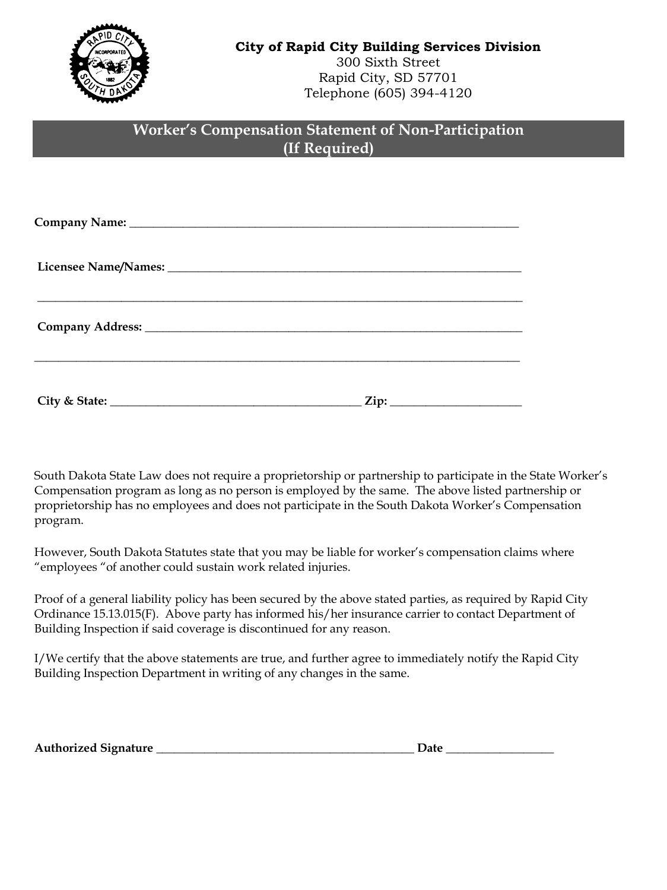**City of Rapid City Building Services Division**
300 Sixth Street
Rapid City, SD 57701
Telephone (605) 394-4120

## Worker's Compensation Statement of Non-Participation (If Required)

**Company Name:** ___________________________________________________________________

**Licensee Name/Names:** ____________________________________________________________

_____________________________________________________________________________

**Company Address:** _______________________________________________________________

_____________________________________________________________________________

**City & State:** ________________________________________ **Zip:** ____________________

South Dakota State Law does not require a proprietorship or partnership to participate in the State Worker's Compensation program as long as no person is employed by the same. The above listed partnership or proprietorship has no employees and does not participate in the South Dakota Worker's Compensation program.

However, South Dakota Statutes state that you may be liable for worker's compensation claims where "employees "of another could sustain work related injuries.

Proof of a general liability policy has been secured by the above stated parties, as required by Rapid City Ordinance 15.13.015(F). Above party has informed his/her insurance carrier to contact Department of Building Inspection if said coverage is discontinued for any reason.

I/We certify that the above statements are true, and further agree to immediately notify the Rapid City Building Inspection Department in writing of any changes in the same.

**Authorized Signature** __________________________________________ **Date** _________________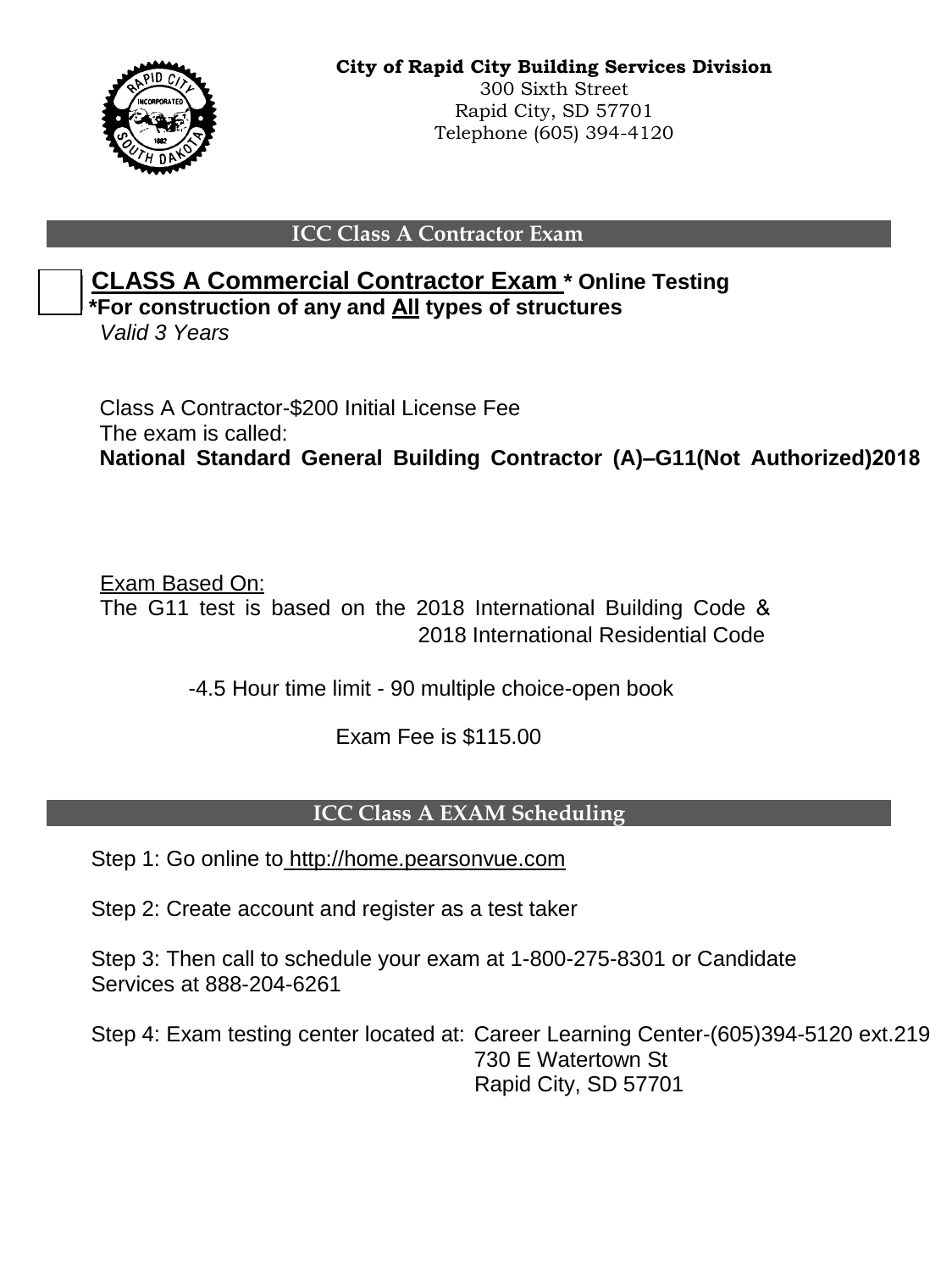**City of Rapid City Building Services Division**
300 Sixth Street
Rapid City, SD 57701
Telephone (605) 394-4120

## ICC Class A Contractor Exam

☐ **CLASS A Commercial Contractor Exam \* Online Testing**
**\*For construction of any and All types of structures**
*Valid 3 Years*

Class A Contractor-$200 Initial License Fee
The exam is called:
**National Standard General Building Contractor (A)–G11(Not Authorized)2018**

Exam Based On:
The G11 test is based on the 2018 International Building Code & 2018 International Residential Code

-4.5 Hour time limit - 90 multiple choice-open book

Exam Fee is $115.00

## ICC Class A EXAM Scheduling

Step 1: Go online to http://home.pearsonvue.com

Step 2: Create account and register as a test taker

Step 3: Then call to schedule your exam at 1-800-275-8301 or Candidate Services at 888-204-6261

Step 4: Exam testing center located at: Career Learning Center-(605)394-5120 ext.219
730 E Watertown St
Rapid City, SD 57701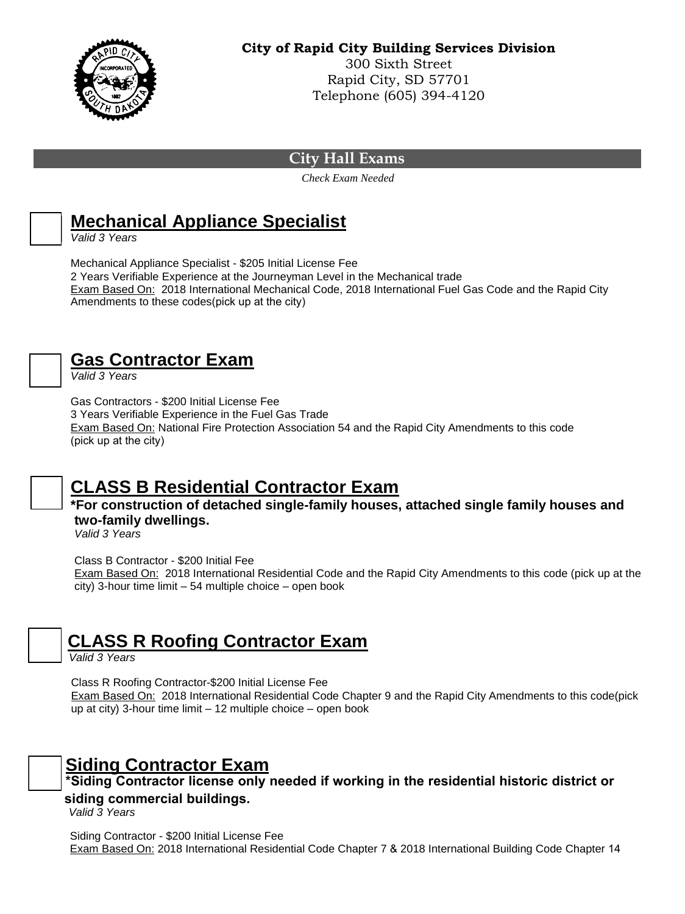**City of Rapid City Building Services Division**
300 Sixth Street
Rapid City, SD 57701
Telephone (605) 394-4120

## City Hall Exams

*Check Exam Needed*

☐ **Mechanical Appliance Specialist**
*Valid 3 Years*

Mechanical Appliance Specialist - $205 Initial License Fee
2 Years Verifiable Experience at the Journeyman Level in the Mechanical trade
Exam Based On: 2018 International Mechanical Code, 2018 International Fuel Gas Code and the Rapid City Amendments to these codes(pick up at the city)

☐ **Gas Contractor Exam**
*Valid 3 Years*

Gas Contractors - $200 Initial License Fee
3 Years Verifiable Experience in the Fuel Gas Trade
Exam Based On: National Fire Protection Association 54 and the Rapid City Amendments to this code (pick up at the city)

☐ **CLASS B Residential Contractor Exam**
**\*For construction of detached single-family houses, attached single family houses and two-family dwellings.**
*Valid 3 Years*

Class B Contractor - $200 Initial Fee
Exam Based On: 2018 International Residential Code and the Rapid City Amendments to this code (pick up at the city) 3-hour time limit – 54 multiple choice – open book

☐ **CLASS R Roofing Contractor Exam**
*Valid 3 Years*

Class R Roofing Contractor-$200 Initial License Fee
Exam Based On: 2018 International Residential Code Chapter 9 and the Rapid City Amendments to this code(pick up at city) 3-hour time limit – 12 multiple choice – open book

☐ **Siding Contractor Exam**
**\*Siding Contractor license only needed if working in the residential historic district or siding commercial buildings.**
*Valid 3 Years*

Siding Contractor - $200 Initial License Fee
Exam Based On: 2018 International Residential Code Chapter 7 & 2018 International Building Code Chapter 14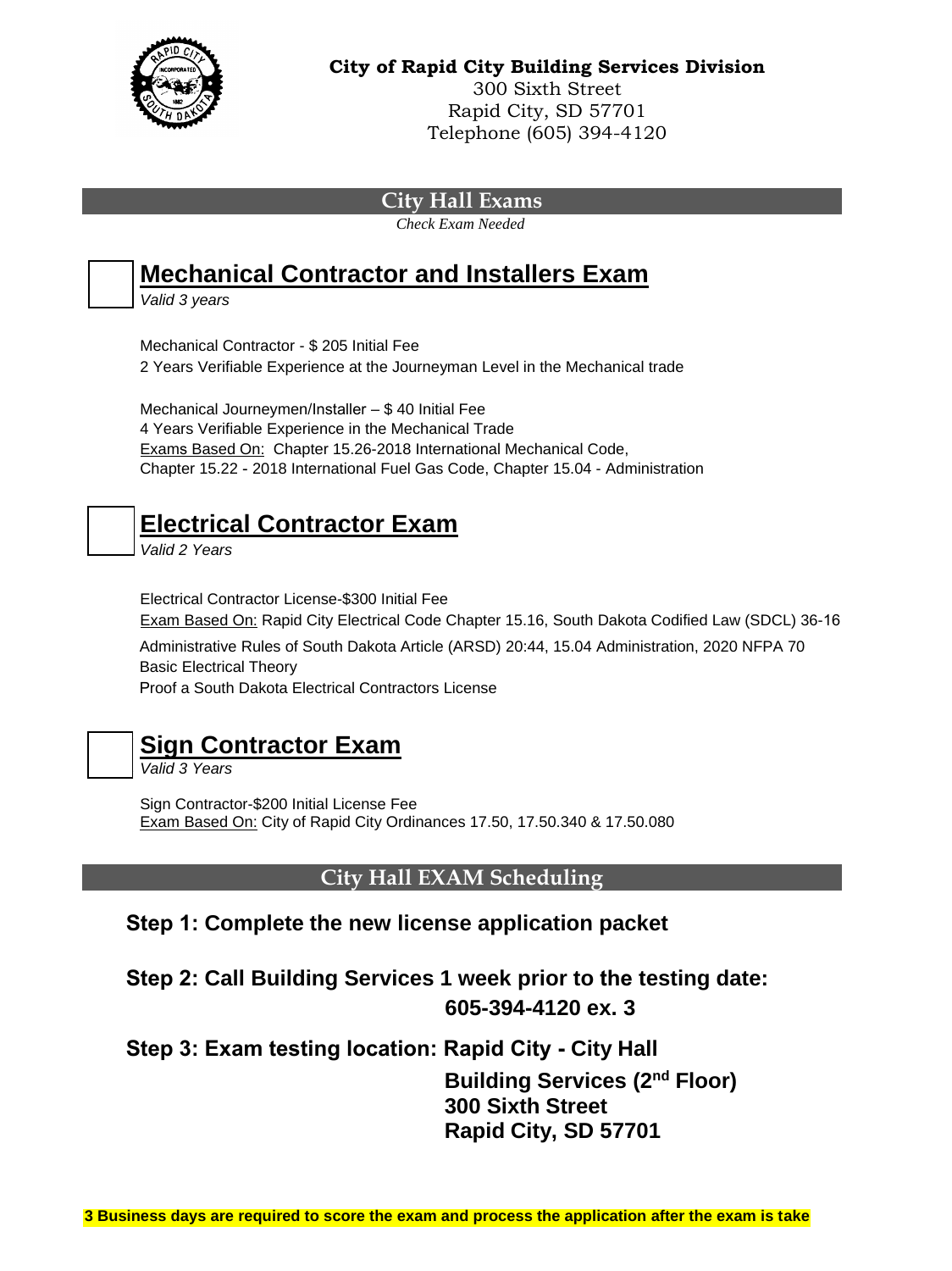**City of Rapid City Building Services Division**
300 Sixth Street
Rapid City, SD 57701
Telephone (605) 394-4120

## City Hall Exams

*Check Exam Needed*

☐ 

### Mechanical Contractor and Installers Exam

*Valid 3 years*

Mechanical Contractor - $ 205 Initial Fee
2 Years Verifiable Experience at the Journeyman Level in the Mechanical trade

Mechanical Journeymen/Installer – $ 40 Initial Fee
4 Years Verifiable Experience in the Mechanical Trade
Exams Based On: Chapter 15.26-2018 International Mechanical Code,
Chapter 15.22 - 2018 International Fuel Gas Code, Chapter 15.04 - Administration

☐ 

### Electrical Contractor Exam

*Valid 2 Years*

Electrical Contractor License-$300 Initial Fee
Exam Based On: Rapid City Electrical Code Chapter 15.16, South Dakota Codified Law (SDCL) 36-16
Administrative Rules of South Dakota Article (ARSD) 20:44, 15.04 Administration, 2020 NFPA 70
Basic Electrical Theory
Proof a South Dakota Electrical Contractors License

☐ 

### Sign Contractor Exam

*Valid 3 Years*

Sign Contractor-$200 Initial License Fee
Exam Based On: City of Rapid City Ordinances 17.50, 17.50.340 & 17.50.080

## City Hall EXAM Scheduling

**Step 1: Complete the new license application packet**

**Step 2: Call Building Services 1 week prior to the testing date:**
**605-394-4120 ex. 3**

**Step 3: Exam testing location: Rapid City - City Hall**
**Building Services (2nd Floor)**
**300 Sixth Street**
**Rapid City, SD 57701**

**3 Business days are required to score the exam and process the application after the exam is take**